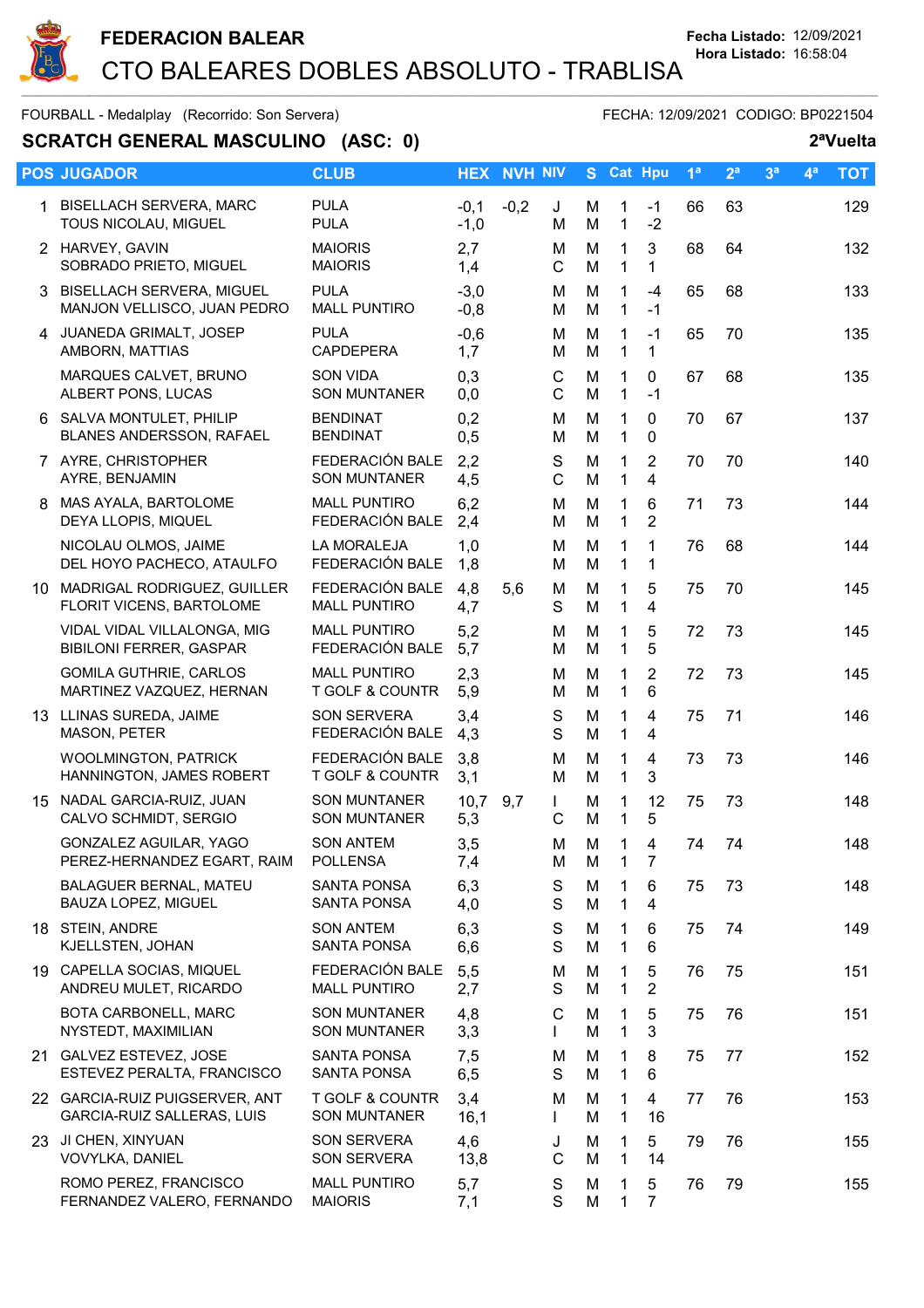# FEDERACION BALEAR

## CTO BALEARES DOBLES ABSOLUTO - TRABLISA

Fecha Listado: 12/09/2021
Hora Listado: 16:58:04

FOURBALL - Medalplay (Recorrido: Son Servera) FECHA: 12/09/2021 CODIGO: BP0221504

**SCRATCH GENERAL MASCULINO (ASC: 0)** **2ªVuelta**

| POS | JUGADOR | CLUB | HEX | NVH | NIV | S | Cat | Hpu | 1ª | 2ª | 3ª | 4ª | TOT |
|---|---|---|---|---|---|---|---|---|---|---|---|---|---|
| 1 | BISELLACH SERVERA, MARC<br>TOUS NICOLAU, MIGUEL | PULA<br>PULA | -0,1<br>-1,0 | -0,2 | J<br>M | M<br>M | 1<br>1 | -1<br>-2 | 66 | 63 | | | 129 |
| 2 | HARVEY, GAVIN<br>SOBRADO PRIETO, MIGUEL | MAIORIS<br>MAIORIS | 2,7<br>1,4 | | M<br>C | M<br>M | 1<br>1 | 3<br>1 | 68 | 64 | | | 132 |
| 3 | BISELLACH SERVERA, MIGUEL<br>MANJON VELLISCO, JUAN PEDRO | PULA<br>MALL PUNTIRO | -3,0<br>-0,8 | | M<br>M | M<br>M | 1<br>1 | -4<br>-1 | 65 | 68 | | | 133 |
| 4 | JUANEDA GRIMALT, JOSEP<br>AMBORN, MATTIAS | PULA<br>CAPDEPERA | -0,6<br>1,7 | | M<br>M | M<br>M | 1<br>1 | -1<br>1 | 65 | 70 | | | 135 |
| | MARQUES CALVET, BRUNO<br>ALBERT PONS, LUCAS | SON VIDA<br>SON MUNTANER | 0,3<br>0,0 | | C<br>C | M<br>M | 1<br>1 | 0<br>-1 | 67 | 68 | | | 135 |
| 6 | SALVA MONTULET, PHILIP<br>BLANES ANDERSSON, RAFAEL | BENDINAT<br>BENDINAT | 0,2<br>0,5 | | M<br>M | M<br>M | 1<br>1 | 0<br>0 | 70 | 67 | | | 137 |
| 7 | AYRE, CHRISTOPHER<br>AYRE, BENJAMIN | FEDERACIÓN BALE<br>SON MUNTANER | 2,2<br>4,5 | | S<br>C | M<br>M | 1<br>1 | 2<br>4 | 70 | 70 | | | 140 |
| 8 | MAS AYALA, BARTOLOME<br>DEYA LLOPIS, MIQUEL | MALL PUNTIRO<br>FEDERACIÓN BALE | 6,2<br>2,4 | | M<br>M | M<br>M | 1<br>1 | 6<br>2 | 71 | 73 | | | 144 |
| | NICOLAU OLMOS, JAIME<br>DEL HOYO PACHECO, ATAULFO | LA MORALEJA<br>FEDERACIÓN BALE | 1,0<br>1,8 | | M<br>M | M<br>M | 1<br>1 | 1<br>1 | 76 | 68 | | | 144 |
| 10 | MADRIGAL RODRIGUEZ, GUILLER<br>FLORIT VICENS, BARTOLOME | FEDERACIÓN BALE<br>MALL PUNTIRO | 4,8<br>4,7 | 5,6 | M<br>S | M<br>M | 1<br>1 | 5<br>4 | 75 | 70 | | | 145 |
| | VIDAL VIDAL VILLALONGA, MIG<br>BIBILONI FERRER, GASPAR | MALL PUNTIRO<br>FEDERACIÓN BALE | 5,2<br>5,7 | | M<br>M | M<br>M | 1<br>1 | 5<br>5 | 72 | 73 | | | 145 |
| | GOMILA GUTHRIE, CARLOS<br>MARTINEZ VAZQUEZ, HERNAN | MALL PUNTIRO<br>T GOLF & COUNTR | 2,3<br>5,9 | | M<br>M | M<br>M | 1<br>1 | 2<br>6 | 72 | 73 | | | 145 |
| 13 | LLINAS SUREDA, JAIME<br>MASON, PETER | SON SERVERA<br>FEDERACIÓN BALE | 3,4<br>4,3 | | S<br>S | M<br>M | 1<br>1 | 4<br>4 | 75 | 71 | | | 146 |
| | WOOLMINGTON, PATRICK<br>HANNINGTON, JAMES ROBERT | FEDERACIÓN BALE<br>T GOLF & COUNTR | 3,8<br>3,1 | | M<br>M | M<br>M | 1<br>1 | 4<br>3 | 73 | 73 | | | 146 |
| 15 | NADAL GARCIA-RUIZ, JUAN<br>CALVO SCHMIDT, SERGIO | SON MUNTANER<br>SON MUNTANER | 10,7<br>5,3 | 9,7 | I<br>C | M<br>M | 1<br>1 | 12<br>5 | 75 | 73 | | | 148 |
| | GONZALEZ AGUILAR, YAGO<br>PEREZ-HERNANDEZ EGART, RAIM | SON ANTEM<br>POLLENSA | 3,5<br>7,4 | | M<br>M | M<br>M | 1<br>1 | 4<br>7 | 74 | 74 | | | 148 |
| | BALAGUER BERNAL, MATEU<br>BAUZA LOPEZ, MIGUEL | SANTA PONSA<br>SANTA PONSA | 6,3<br>4,0 | | S<br>S | M<br>M | 1<br>1 | 6<br>4 | 75 | 73 | | | 148 |
| 18 | STEIN, ANDRE<br>KJELLSTEN, JOHAN | SON ANTEM<br>SANTA PONSA | 6,3<br>6,6 | | S<br>S | M<br>M | 1<br>1 | 6<br>6 | 75 | 74 | | | 149 |
| 19 | CAPELLA SOCIAS, MIQUEL<br>ANDREU MULET, RICARDO | FEDERACIÓN BALE<br>MALL PUNTIRO | 5,5<br>2,7 | | M<br>S | M<br>M | 1<br>1 | 5<br>2 | 76 | 75 | | | 151 |
| | BOTA CARBONELL, MARC<br>NYSTEDT, MAXIMILIAN | SON MUNTANER<br>SON MUNTANER | 4,8<br>3,3 | | C<br>I | M<br>M | 1<br>1 | 5<br>3 | 75 | 76 | | | 151 |
| 21 | GALVEZ ESTEVEZ, JOSE<br>ESTEVEZ PERALTA, FRANCISCO | SANTA PONSA<br>SANTA PONSA | 7,5<br>6,5 | | M<br>S | M<br>M | 1<br>1 | 8<br>6 | 75 | 77 | | | 152 |
| 22 | GARCIA-RUIZ PUIGSERVER, ANT<br>GARCIA-RUIZ SALLERAS, LUIS | T GOLF & COUNTR<br>SON MUNTANER | 3,4<br>16,1 | | M<br>I | M<br>M | 1<br>1 | 4<br>16 | 77 | 76 | | | 153 |
| 23 | JI CHEN, XINYUAN<br>VOVYLKA, DANIEL | SON SERVERA<br>SON SERVERA | 4,6<br>13,8 | | J<br>C | M<br>M | 1<br>1 | 5<br>14 | 79 | 76 | | | 155 |
| | ROMO PEREZ, FRANCISCO<br>FERNANDEZ VALERO, FERNANDO | MALL PUNTIRO<br>MAIORIS | 5,7<br>7,1 | | S<br>S | M<br>M | 1<br>1 | 5<br>7 | 76 | 79 | | | 155 |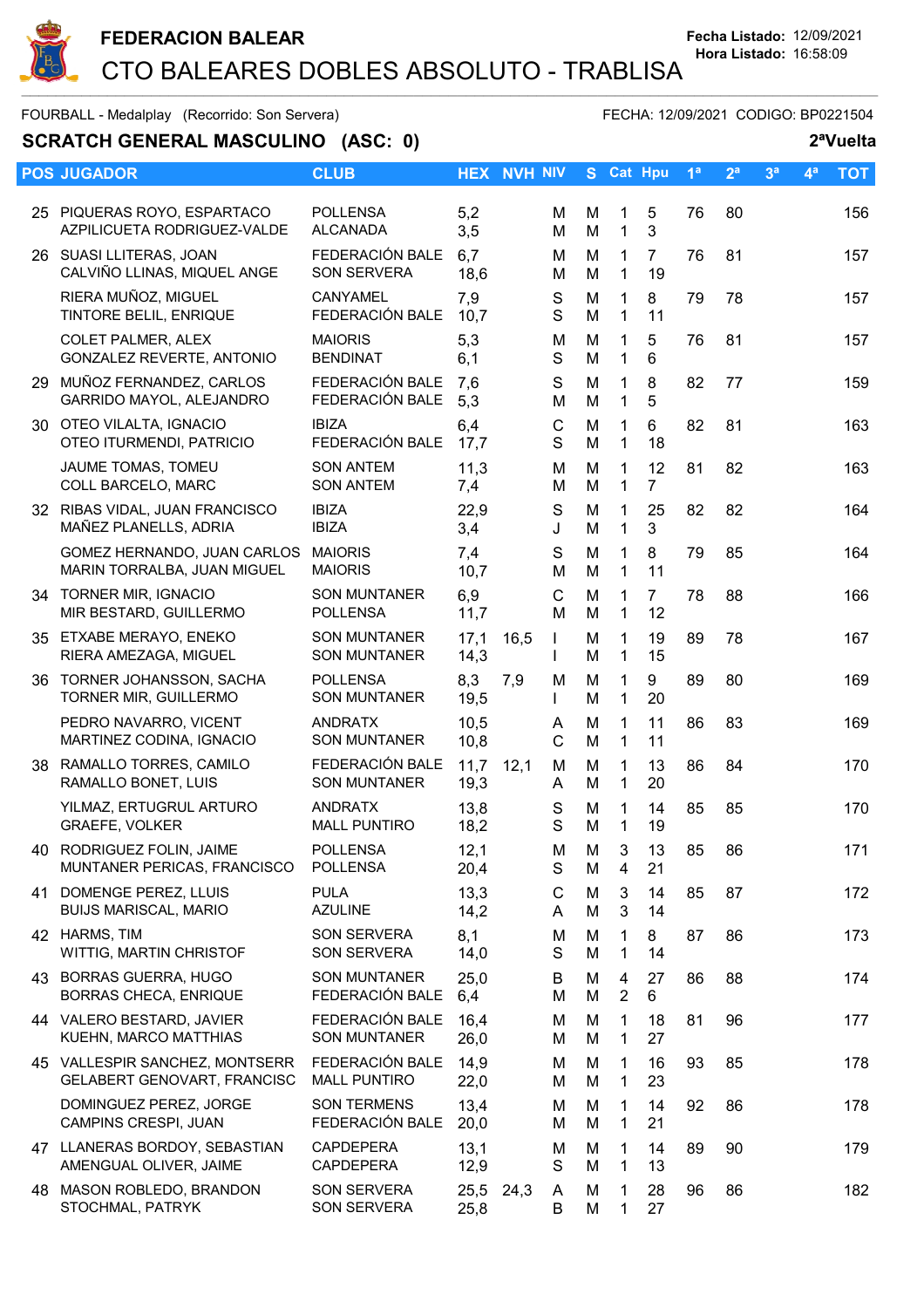# FEDERACION BALEAR

## CTO BALEARES DOBLES ABSOLUTO - TRABLISA

**Fecha Listado:** 12/09/2021
**Hora Listado:** 16:58:09

FOURBALL - Medalplay (Recorrido: Son Servera) FECHA: 12/09/2021 CODIGO: BP0221504

### SCRATCH GENERAL MASCULINO (ASC: 0) 2ªVuelta

| POS | JUGADOR | CLUB | HEX | NVH | NIV | S | Cat | Hpu | 1ª | 2ª | 3ª | 4ª | TOT |
|---|---|---|---|---|---|---|---|---|---|---|---|---|---|
| 25 | PIQUERAS ROYO, ESPARTACO<br>AZPILICUETA RODRIGUEZ-VALDE | POLLENSA<br>ALCANADA | 5,2<br>3,5 | | M<br>M | M<br>M | 1<br>1 | 5<br>3 | 76 | 80 | | | 156 |
| 26 | SUASI LLITERAS, JOAN<br>CALVIÑO LLINAS, MIQUEL ANGE | FEDERACIÓN BALE<br>SON SERVERA | 6,7<br>18,6 | | M<br>M | M<br>M | 1<br>1 | 7<br>19 | 76 | 81 | | | 157 |
| | RIERA MUÑOZ, MIGUEL<br>TINTORE BELIL, ENRIQUE | CANYAMEL<br>FEDERACIÓN BALE | 7,9<br>10,7 | | S<br>S | M<br>M | 1<br>1 | 8<br>11 | 79 | 78 | | | 157 |
| | COLET PALMER, ALEX<br>GONZALEZ REVERTE, ANTONIO | MAIORIS<br>BENDINAT | 5,3<br>6,1 | | M<br>S | M<br>M | 1<br>1 | 5<br>6 | 76 | 81 | | | 157 |
| 29 | MUÑOZ FERNANDEZ, CARLOS<br>GARRIDO MAYOL, ALEJANDRO | FEDERACIÓN BALE<br>FEDERACIÓN BALE | 7,6<br>5,3 | | S<br>M | M<br>M | 1<br>1 | 8<br>5 | 82 | 77 | | | 159 |
| 30 | OTEO VILALTA, IGNACIO<br>OTEO ITURMENDI, PATRICIO | IBIZA<br>FEDERACIÓN BALE | 6,4<br>17,7 | | C<br>S | M<br>M | 1<br>1 | 6<br>18 | 82 | 81 | | | 163 |
| | JAUME TOMAS, TOMEU<br>COLL BARCELO, MARC | SON ANTEM<br>SON ANTEM | 11,3<br>7,4 | | M<br>M | M<br>M | 1<br>1 | 12<br>7 | 81 | 82 | | | 163 |
| 32 | RIBAS VIDAL, JUAN FRANCISCO<br>MAÑEZ PLANELLS, ADRIA | IBIZA<br>IBIZA | 22,9<br>3,4 | | S<br>J | M<br>M | 1<br>1 | 25<br>3 | 82 | 82 | | | 164 |
| | GOMEZ HERNANDO, JUAN CARLOS<br>MARIN TORRALBA, JUAN MIGUEL | MAIORIS<br>MAIORIS | 7,4<br>10,7 | | S<br>M | M<br>M | 1<br>1 | 8<br>11 | 79 | 85 | | | 164 |
| 34 | TORNER MIR, IGNACIO<br>MIR BESTARD, GUILLERMO | SON MUNTANER<br>POLLENSA | 6,9<br>11,7 | | C<br>M | M<br>M | 1<br>1 | 7<br>12 | 78 | 88 | | | 166 |
| 35 | ETXABE MERAYO, ENEKO<br>RIERA AMEZAGA, MIGUEL | SON MUNTANER<br>SON MUNTANER | 17,1<br>14,3 | 16,5 | I<br>I | M<br>M | 1<br>1 | 19<br>15 | 89 | 78 | | | 167 |
| 36 | TORNER JOHANSSON, SACHA<br>TORNER MIR, GUILLERMO | POLLENSA<br>SON MUNTANER | 8,3<br>19,5 | 7,9 | M<br>I | M<br>M | 1<br>1 | 9<br>20 | 89 | 80 | | | 169 |
| | PEDRO NAVARRO, VICENT<br>MARTINEZ CODINA, IGNACIO | ANDRATX<br>SON MUNTANER | 10,5<br>10,8 | | A<br>C | M<br>M | 1<br>1 | 11<br>11 | 86 | 83 | | | 169 |
| 38 | RAMALLO TORRES, CAMILO<br>RAMALLO BONET, LUIS | FEDERACIÓN BALE<br>SON MUNTANER | 11,7<br>19,3 | 12,1 | M<br>A | M<br>M | 1<br>1 | 13<br>20 | 86 | 84 | | | 170 |
| | YILMAZ, ERTUGRUL ARTURO<br>GRAEFE, VOLKER | ANDRATX<br>MALL PUNTIRO | 13,8<br>18,2 | | S<br>S | M<br>M | 1<br>1 | 14<br>19 | 85 | 85 | | | 170 |
| 40 | RODRIGUEZ FOLIN, JAIME<br>MUNTANER PERICAS, FRANCISCO | POLLENSA<br>POLLENSA | 12,1<br>20,4 | | M<br>S | M<br>M | 3<br>4 | 13<br>21 | 85 | 86 | | | 171 |
| 41 | DOMENGE PEREZ, LLUIS<br>BUIJS MARISCAL, MARIO | PULA<br>AZULINE | 13,3<br>14,2 | | C<br>A | M<br>M | 3<br>3 | 14<br>14 | 85 | 87 | | | 172 |
| 42 | HARMS, TIM<br>WITTIG, MARTIN CHRISTOF | SON SERVERA<br>SON SERVERA | 8,1<br>14,0 | | M<br>S | M<br>M | 1<br>1 | 8<br>14 | 87 | 86 | | | 173 |
| 43 | BORRAS GUERRA, HUGO<br>BORRAS CHECA, ENRIQUE | SON MUNTANER<br>FEDERACIÓN BALE | 25,0<br>6,4 | | B<br>M | M<br>M | 4<br>2 | 27<br>6 | 86 | 88 | | | 174 |
| 44 | VALERO BESTARD, JAVIER<br>KUEHN, MARCO MATTHIAS | FEDERACIÓN BALE<br>SON MUNTANER | 16,4<br>26,0 | | M<br>M | M<br>M | 1<br>1 | 18<br>27 | 81 | 96 | | | 177 |
| 45 | VALLESPIR SANCHEZ, MONTSERR<br>GELABERT GENOVART, FRANCISC | FEDERACIÓN BALE<br>MALL PUNTIRO | 14,9<br>22,0 | | M<br>M | M<br>M | 1<br>1 | 16<br>23 | 93 | 85 | | | 178 |
| | DOMINGUEZ PEREZ, JORGE<br>CAMPINS CRESPI, JUAN | SON TERMENS<br>FEDERACIÓN BALE | 13,4<br>20,0 | | M<br>M | M<br>M | 1<br>1 | 14<br>21 | 92 | 86 | | | 178 |
| 47 | LLANERAS BORDOY, SEBASTIAN<br>AMENGUAL OLIVER, JAIME | CAPDEPERA<br>CAPDEPERA | 13,1<br>12,9 | | M<br>S | M<br>M | 1<br>1 | 14<br>13 | 89 | 90 | | | 179 |
| 48 | MASON ROBLEDO, BRANDON<br>STOCHMAL, PATRYK | SON SERVERA<br>SON SERVERA | 25,5<br>25,8 | 24,3 | A<br>B | M<br>M | 1<br>1 | 28<br>27 | 96 | 86 | | | 182 |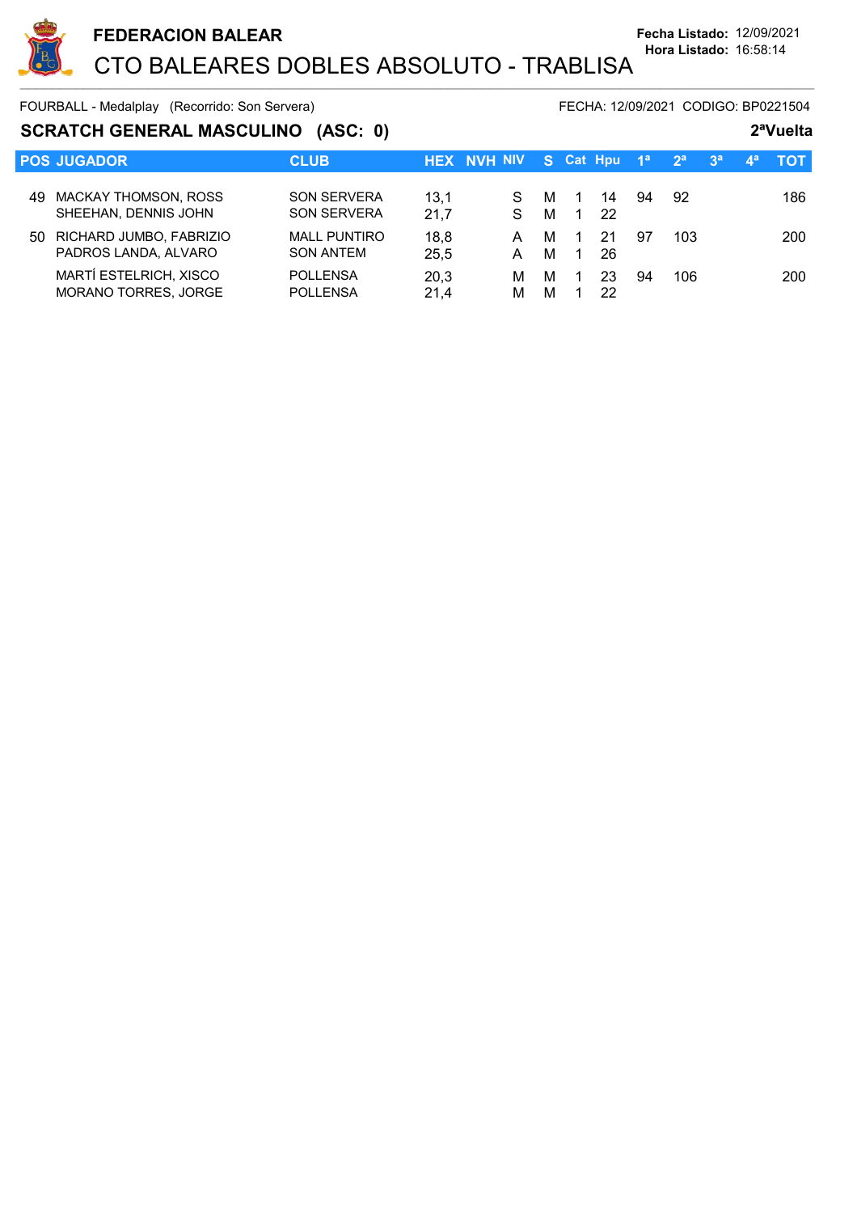# FEDERACION BALEAR

## CTO BALEARES DOBLES ABSOLUTO - TRABLISA

**Fecha Listado:** 12/09/2021
**Hora Listado:** 16:58:14

FOURBALL - Medalplay (Recorrido: Son Servera) FECHA: 12/09/2021 CODIGO: BP0221504

### SCRATCH GENERAL MASCULINO (ASC: 0) 2ªVuelta

| POS | JUGADOR | CLUB | HEX | NVH | NIV | S | Cat | Hpu | 1ª | 2ª | 3ª | 4ª | TOT |
|---|---|---|---|---|---|---|---|---|---|---|---|---|---|
| 49 | MACKAY THOMSON, ROSS | SON SERVERA | 13,1 | | S | M | 1 | 14 | 94 | 92 | | | 186 |
| | SHEEHAN, DENNIS JOHN | SON SERVERA | 21,7 | | S | M | 1 | 22 | | | | | |
| 50 | RICHARD JUMBO, FABRIZIO | MALL PUNTIRO | 18,8 | | A | M | 1 | 21 | 97 | 103 | | | 200 |
| | PADROS LANDA, ALVARO | SON ANTEM | 25,5 | | A | M | 1 | 26 | | | | | |
| | MARTÍ ESTELRICH, XISCO | POLLENSA | 20,3 | | M | M | 1 | 23 | 94 | 106 | | | 200 |
| | MORANO TORRES, JORGE | POLLENSA | 21,4 | | M | M | 1 | 22 | | | | | |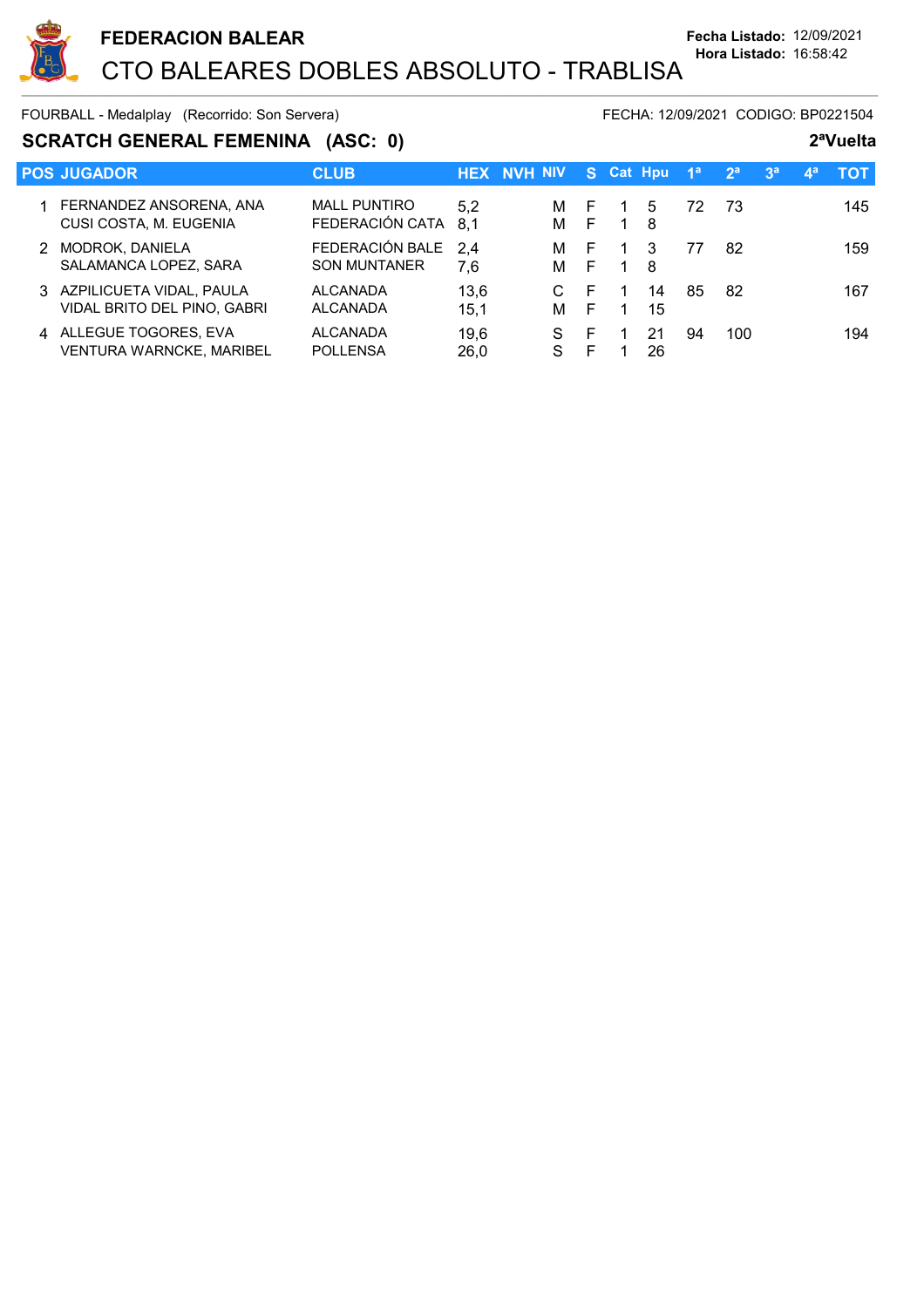**FEDERACION BALEAR**

# CTO BALEARES DOBLES ABSOLUTO - TRABLISA

**Fecha Listado:** 12/09/2021
**Hora Listado:** 16:58:42

FOURBALL - Medalplay (Recorrido: Son Servera) FECHA: 12/09/2021 CODIGO: BP0221504

## SCRATCH GENERAL FEMENINA (ASC: 0) 2ªVuelta

| POS | JUGADOR | CLUB | HEX | NVH | NIV | S | Cat | Hpu | 1ª | 2ª | 3ª | 4ª | TOT |
|---|---|---|---|---|---|---|---|---|---|---|---|---|---|
| 1 | FERNANDEZ ANSORENA, ANA | MALL PUNTIRO | 5,2 | | M | F | 1 | 5 | 72 | 73 | | | 145 |
| | CUSI COSTA, M. EUGENIA | FEDERACIÓN CATA | 8,1 | | M | F | 1 | 8 | | | | | |
| 2 | MODROK, DANIELA | FEDERACIÓN BALE | 2,4 | | M | F | 1 | 3 | 77 | 82 | | | 159 |
| | SALAMANCA LOPEZ, SARA | SON MUNTANER | 7,6 | | M | F | 1 | 8 | | | | | |
| 3 | AZPILICUETA VIDAL, PAULA | ALCANADA | 13,6 | | C | F | 1 | 14 | 85 | 82 | | | 167 |
| | VIDAL BRITO DEL PINO, GABRI | ALCANADA | 15,1 | | M | F | 1 | 15 | | | | | |
| 4 | ALLEGUE TOGORES, EVA | ALCANADA | 19,6 | | S | F | 1 | 21 | 94 | 100 | | | 194 |
| | VENTURA WARNCKE, MARIBEL | POLLENSA | 26,0 | | S | F | 1 | 26 | | | | | |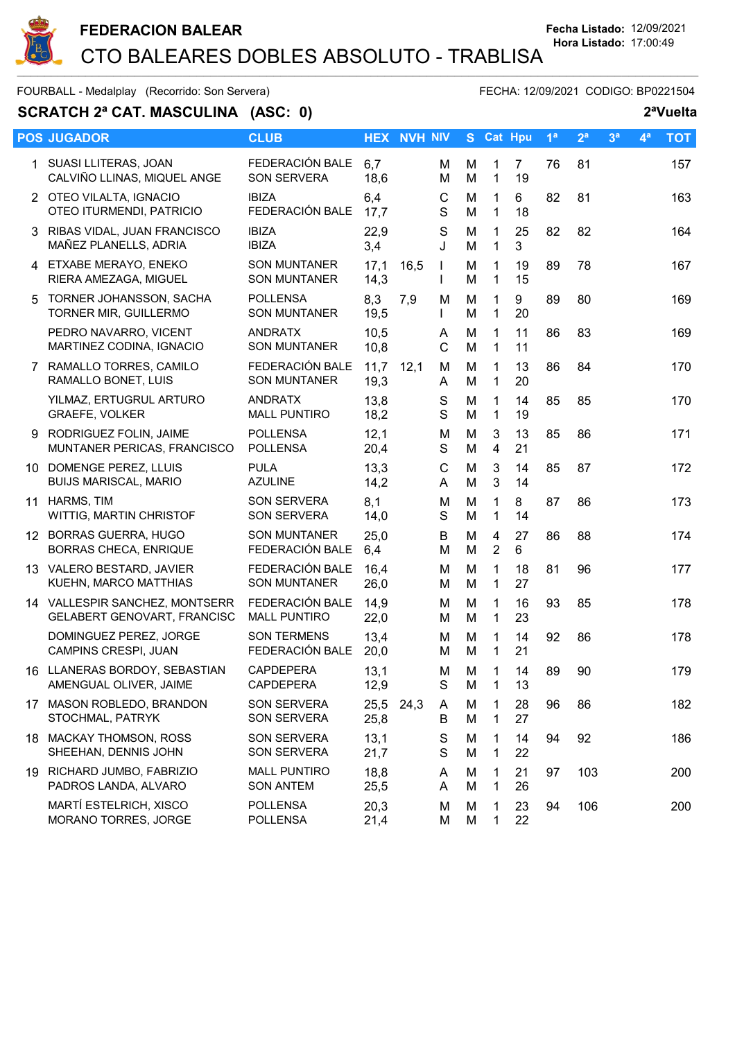# FEDERACION BALEAR

## CTO BALEARES DOBLES ABSOLUTO - TRABLISA

**Fecha Listado:** 12/09/2021
**Hora Listado:** 17:00:49

FOURBALL - Medalplay (Recorrido: Son Servera) FECHA: 12/09/2021 CODIGO: BP0221504

### SCRATCH 2ª CAT. MASCULINA (ASC: 0)

**2ªVuelta**

| POS | JUGADOR | CLUB | HEX | NVH | NIV | S | Cat | Hpu | 1ª | 2ª | 3ª | 4ª | TOT |
|---|---|---|---|---|---|---|---|---|---|---|---|---|---|
| 1 | SUASI LLITERAS, JOAN<br>CALVIÑO LLINAS, MIQUEL ANGE | FEDERACIÓN BALE<br>SON SERVERA | 6,7<br>18,6 | | M<br>M | M<br>M | 1<br>1 | 7<br>19 | 76 | 81 | | | 157 |
| 2 | OTEO VILALTA, IGNACIO<br>OTEO ITURMENDI, PATRICIO | IBIZA<br>FEDERACIÓN BALE | 6,4<br>17,7 | | C<br>S | M<br>M | 1<br>1 | 6<br>18 | 82 | 81 | | | 163 |
| 3 | RIBAS VIDAL, JUAN FRANCISCO<br>MAÑEZ PLANELLS, ADRIA | IBIZA<br>IBIZA | 22,9<br>3,4 | | S<br>J | M<br>M | 1<br>1 | 25<br>3 | 82 | 82 | | | 164 |
| 4 | ETXABE MERAYO, ENEKO<br>RIERA AMEZAGA, MIGUEL | SON MUNTANER<br>SON MUNTANER | 17,1<br>14,3 | 16,5 | I<br>I | M<br>M | 1<br>1 | 19<br>15 | 89 | 78 | | | 167 |
| 5 | TORNER JOHANSSON, SACHA<br>TORNER MIR, GUILLERMO | POLLENSA<br>SON MUNTANER | 8,3<br>19,5 | 7,9 | M<br>I | M<br>M | 1<br>1 | 9<br>20 | 89 | 80 | | | 169 |
| | PEDRO NAVARRO, VICENT<br>MARTINEZ CODINA, IGNACIO | ANDRATX<br>SON MUNTANER | 10,5<br>10,8 | | A<br>C | M<br>M | 1<br>1 | 11<br>11 | 86 | 83 | | | 169 |
| 7 | RAMALLO TORRES, CAMILO<br>RAMALLO BONET, LUIS | FEDERACIÓN BALE<br>SON MUNTANER | 11,7<br>19,3 | 12,1 | M<br>A | M<br>M | 1<br>1 | 13<br>20 | 86 | 84 | | | 170 |
| | YILMAZ, ERTUGRUL ARTURO<br>GRAEFE, VOLKER | ANDRATX<br>MALL PUNTIRO | 13,8<br>18,2 | | S<br>S | M<br>M | 1<br>1 | 14<br>19 | 85 | 85 | | | 170 |
| 9 | RODRIGUEZ FOLIN, JAIME<br>MUNTANER PERICAS, FRANCISCO | POLLENSA<br>POLLENSA | 12,1<br>20,4 | | M<br>S | M<br>M | 3<br>4 | 13<br>21 | 85 | 86 | | | 171 |
| 10 | DOMENGE PEREZ, LLUIS<br>BUIJS MARISCAL, MARIO | PULA<br>AZULINE | 13,3<br>14,2 | | C<br>A | M<br>M | 3<br>3 | 14<br>14 | 85 | 87 | | | 172 |
| 11 | HARMS, TIM<br>WITTIG, MARTIN CHRISTOF | SON SERVERA<br>SON SERVERA | 8,1<br>14,0 | | M<br>S | M<br>M | 1<br>1 | 8<br>14 | 87 | 86 | | | 173 |
| 12 | BORRAS GUERRA, HUGO<br>BORRAS CHECA, ENRIQUE | SON MUNTANER<br>FEDERACIÓN BALE | 25,0<br>6,4 | | B<br>M | M<br>M | 4<br>2 | 27<br>6 | 86 | 88 | | | 174 |
| 13 | VALERO BESTARD, JAVIER<br>KUEHN, MARCO MATTHIAS | FEDERACIÓN BALE<br>SON MUNTANER | 16,4<br>26,0 | | M<br>M | M<br>M | 1<br>1 | 18<br>27 | 81 | 96 | | | 177 |
| 14 | VALLESPIR SANCHEZ, MONTSERR<br>GELABERT GENOVART, FRANCISC | FEDERACIÓN BALE<br>MALL PUNTIRO | 14,9<br>22,0 | | M<br>M | M<br>M | 1<br>1 | 16<br>23 | 93 | 85 | | | 178 |
| | DOMINGUEZ PEREZ, JORGE<br>CAMPINS CRESPI, JUAN | SON TERMENS<br>FEDERACIÓN BALE | 13,4<br>20,0 | | M<br>M | M<br>M | 1<br>1 | 14<br>21 | 92 | 86 | | | 178 |
| 16 | LLANERAS BORDOY, SEBASTIAN<br>AMENGUAL OLIVER, JAIME | CAPDEPERA<br>CAPDEPERA | 13,1<br>12,9 | | M<br>S | M<br>M | 1<br>1 | 14<br>13 | 89 | 90 | | | 179 |
| 17 | MASON ROBLEDO, BRANDON<br>STOCHMAL, PATRYK | SON SERVERA<br>SON SERVERA | 25,5<br>25,8 | 24,3 | A<br>B | M<br>M | 1<br>1 | 28<br>27 | 96 | 86 | | | 182 |
| 18 | MACKAY THOMSON, ROSS<br>SHEEHAN, DENNIS JOHN | SON SERVERA<br>SON SERVERA | 13,1<br>21,7 | | S<br>S | M<br>M | 1<br>1 | 14<br>22 | 94 | 92 | | | 186 |
| 19 | RICHARD JUMBO, FABRIZIO<br>PADROS LANDA, ALVARO | MALL PUNTIRO<br>SON ANTEM | 18,8<br>25,5 | | A<br>A | M<br>M | 1<br>1 | 21<br>26 | 97 | 103 | | | 200 |
| | MARTÍ ESTELRICH, XISCO<br>MORANO TORRES, JORGE | POLLENSA<br>POLLENSA | 20,3<br>21,4 | | M<br>M | M<br>M | 1<br>1 | 23<br>22 | 94 | 106 | | | 200 |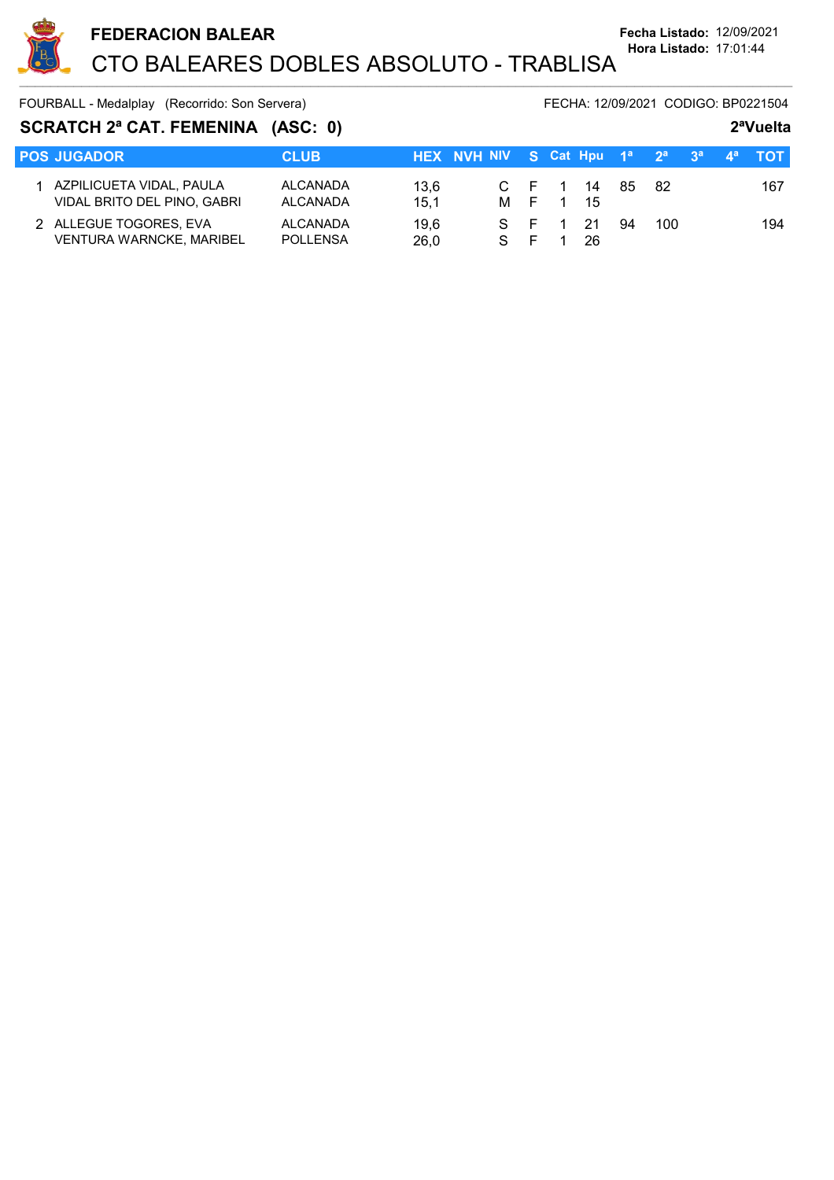**FEDERACION BALEAR**

# CTO BALEARES DOBLES ABSOLUTO - TRABLISA

**Fecha Listado:** 12/09/2021
**Hora Listado:** 17:01:44

FOURBALL - Medalplay (Recorrido: Son Servera) FECHA: 12/09/2021 CODIGO: BP0221504

## SCRATCH 2ª CAT. FEMENINA (ASC: 0) 2ªVuelta

| POS | JUGADOR | CLUB | HEX | NVH | NIV | S | Cat | Hpu | 1ª | 2ª | 3ª | 4ª | TOT |
|---|---|---|---|---|---|---|---|---|---|---|---|---|---|
| 1 | AZPILICUETA VIDAL, PAULA | ALCANADA | 13,6 | | C | F | 1 | 14 | 85 | 82 | | | 167 |
| | VIDAL BRITO DEL PINO, GABRI | ALCANADA | 15,1 | | M | F | 1 | 15 | | | | | |
| 2 | ALLEGUE TOGORES, EVA | ALCANADA | 19,6 | | S | F | 1 | 21 | 94 | 100 | | | 194 |
| | VENTURA WARNCKE, MARIBEL | POLLENSA | 26,0 | | S | F | 1 | 26 | | | | | |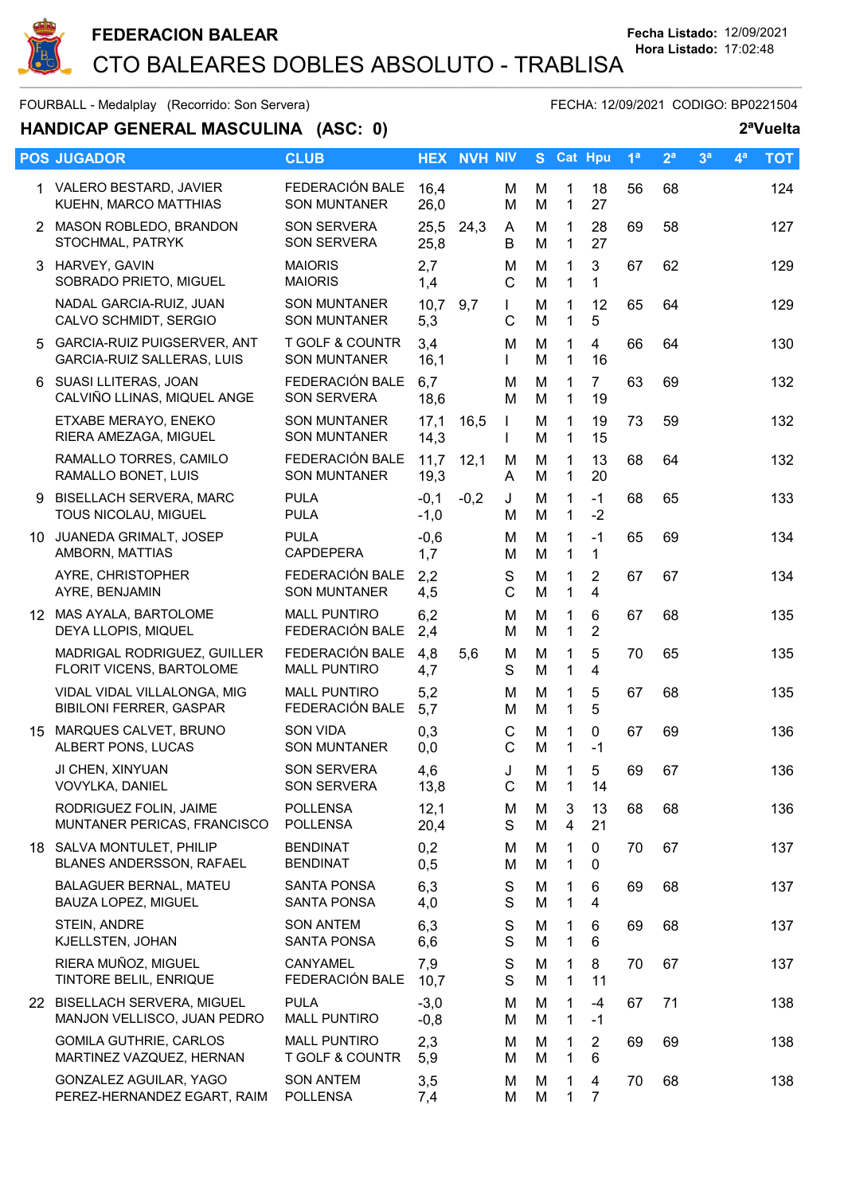# FEDERACION BALEAR

## CTO BALEARES DOBLES ABSOLUTO - TRABLISA

Fecha Listado: 12/09/2021
Hora Listado: 17:02:48

FOURBALL - Medalplay (Recorrido: Son Servera) FECHA: 12/09/2021 CODIGO: BP0221504

### HANDICAP GENERAL MASCULINA (ASC: 0) 2ªVuelta

| POS | JUGADOR | CLUB | HEX | NVH | NIV | S | Cat | Hpu | 1ª | 2ª | 3ª | 4ª | TOT |
|---|---|---|---|---|---|---|---|---|---|---|---|---|---|
| 1 | VALERO BESTARD, JAVIER<br>KUEHN, MARCO MATTHIAS | FEDERACIÓN BALE<br>SON MUNTANER | 16,4<br>26,0 | | M<br>M | M<br>M | 1<br>1 | 18<br>27 | 56 | 68 | | | 124 |
| 2 | MASON ROBLEDO, BRANDON<br>STOCHMAL, PATRYK | SON SERVERA<br>SON SERVERA | 25,5<br>25,8 | 24,3 | A<br>B | M<br>M | 1<br>1 | 28<br>27 | 69 | 58 | | | 127 |
| 3 | HARVEY, GAVIN<br>SOBRADO PRIETO, MIGUEL | MAIORIS<br>MAIORIS | 2,7<br>1,4 | | M<br>C | M<br>M | 1<br>1 | 3<br>1 | 67 | 62 | | | 129 |
| | NADAL GARCIA-RUIZ, JUAN<br>CALVO SCHMIDT, SERGIO | SON MUNTANER<br>SON MUNTANER | 10,7<br>5,3 | 9,7 | I<br>C | M<br>M | 1<br>1 | 12<br>5 | 65 | 64 | | | 129 |
| 5 | GARCIA-RUIZ PUIGSERVER, ANT<br>GARCIA-RUIZ SALLERAS, LUIS | T GOLF & COUNTR<br>SON MUNTANER | 3,4<br>16,1 | | M<br>I | M<br>M | 1<br>1 | 4<br>16 | 66 | 64 | | | 130 |
| 6 | SUASI LLITERAS, JOAN<br>CALVIÑO LLINAS, MIQUEL ANGE | FEDERACIÓN BALE<br>SON SERVERA | 6,7<br>18,6 | | M<br>M | M<br>M | 1<br>1 | 7<br>19 | 63 | 69 | | | 132 |
| | ETXABE MERAYO, ENEKO<br>RIERA AMEZAGA, MIGUEL | SON MUNTANER<br>SON MUNTANER | 17,1<br>14,3 | 16,5 | I<br>I | M<br>M | 1<br>1 | 19<br>15 | 73 | 59 | | | 132 |
| | RAMALLO TORRES, CAMILO<br>RAMALLO BONET, LUIS | FEDERACIÓN BALE<br>SON MUNTANER | 11,7<br>19,3 | 12,1 | M<br>A | M<br>M | 1<br>1 | 13<br>20 | 68 | 64 | | | 132 |
| 9 | BISELLACH SERVERA, MARC<br>TOUS NICOLAU, MIGUEL | PULA<br>PULA | -0,1<br>-1,0 | -0,2 | J<br>M | M<br>M | 1<br>1 | -1<br>-2 | 68 | 65 | | | 133 |
| 10 | JUANEDA GRIMALT, JOSEP<br>AMBORN, MATTIAS | PULA<br>CAPDEPERA | -0,6<br>1,7 | | M<br>M | M<br>M | 1<br>1 | -1<br>1 | 65 | 69 | | | 134 |
| | AYRE, CHRISTOPHER<br>AYRE, BENJAMIN | FEDERACIÓN BALE<br>SON MUNTANER | 2,2<br>4,5 | | S<br>C | M<br>M | 1<br>1 | 2<br>4 | 67 | 67 | | | 134 |
| 12 | MAS AYALA, BARTOLOME<br>DEYA LLOPIS, MIQUEL | MALL PUNTIRO<br>FEDERACIÓN BALE | 6,2<br>2,4 | | M<br>M | M<br>M | 1<br>1 | 6<br>2 | 67 | 68 | | | 135 |
| | MADRIGAL RODRIGUEZ, GUILLER<br>FLORIT VICENS, BARTOLOME | FEDERACIÓN BALE<br>MALL PUNTIRO | 4,8<br>4,7 | 5,6 | M<br>S | M<br>M | 1<br>1 | 5<br>4 | 70 | 65 | | | 135 |
| | VIDAL VIDAL VILLALONGA, MIG<br>BIBILONI FERRER, GASPAR | MALL PUNTIRO<br>FEDERACIÓN BALE | 5,2<br>5,7 | | M<br>M | M<br>M | 1<br>1 | 5<br>5 | 67 | 68 | | | 135 |
| 15 | MARQUES CALVET, BRUNO<br>ALBERT PONS, LUCAS | SON VIDA<br>SON MUNTANER | 0,3<br>0,0 | | C<br>C | M<br>M | 1<br>1 | 0<br>-1 | 67 | 69 | | | 136 |
| | JI CHEN, XINYUAN<br>VOVYLKA, DANIEL | SON SERVERA<br>SON SERVERA | 4,6<br>13,8 | | J<br>C | M<br>M | 1<br>1 | 5<br>14 | 69 | 67 | | | 136 |
| | RODRIGUEZ FOLIN, JAIME<br>MUNTANER PERICAS, FRANCISCO | POLLENSA<br>POLLENSA | 12,1<br>20,4 | | M<br>S | M<br>M | 3<br>4 | 13<br>21 | 68 | 68 | | | 136 |
| 18 | SALVA MONTULET, PHILIP<br>BLANES ANDERSSON, RAFAEL | BENDINAT<br>BENDINAT | 0,2<br>0,5 | | M<br>M | M<br>M | 1<br>1 | 0<br>0 | 70 | 67 | | | 137 |
| | BALAGUER BERNAL, MATEU<br>BAUZA LOPEZ, MIGUEL | SANTA PONSA<br>SANTA PONSA | 6,3<br>4,0 | | S<br>S | M<br>M | 1<br>1 | 6<br>4 | 69 | 68 | | | 137 |
| | STEIN, ANDRE<br>KJELLSTEN, JOHAN | SON ANTEM<br>SANTA PONSA | 6,3<br>6,6 | | S<br>S | M<br>M | 1<br>1 | 6<br>6 | 69 | 68 | | | 137 |
| | RIERA MUÑOZ, MIGUEL<br>TINTORE BELIL, ENRIQUE | CANYAMEL<br>FEDERACIÓN BALE | 7,9<br>10,7 | | S<br>S | M<br>M | 1<br>1 | 8<br>11 | 70 | 67 | | | 137 |
| 22 | BISELLACH SERVERA, MIGUEL<br>MANJON VELLISCO, JUAN PEDRO | PULA<br>MALL PUNTIRO | -3,0<br>-0,8 | | M<br>M | M<br>M | 1<br>1 | -4<br>-1 | 67 | 71 | | | 138 |
| | GOMILA GUTHRIE, CARLOS<br>MARTINEZ VAZQUEZ, HERNAN | MALL PUNTIRO<br>T GOLF & COUNTR | 2,3<br>5,9 | | M<br>M | M<br>M | 1<br>1 | 2<br>6 | 69 | 69 | | | 138 |
| | GONZALEZ AGUILAR, YAGO<br>PEREZ-HERNANDEZ EGART, RAIM | SON ANTEM<br>POLLENSA | 3,5<br>7,4 | | M<br>M | M<br>M | 1<br>1 | 4<br>7 | 70 | 68 | | | 138 |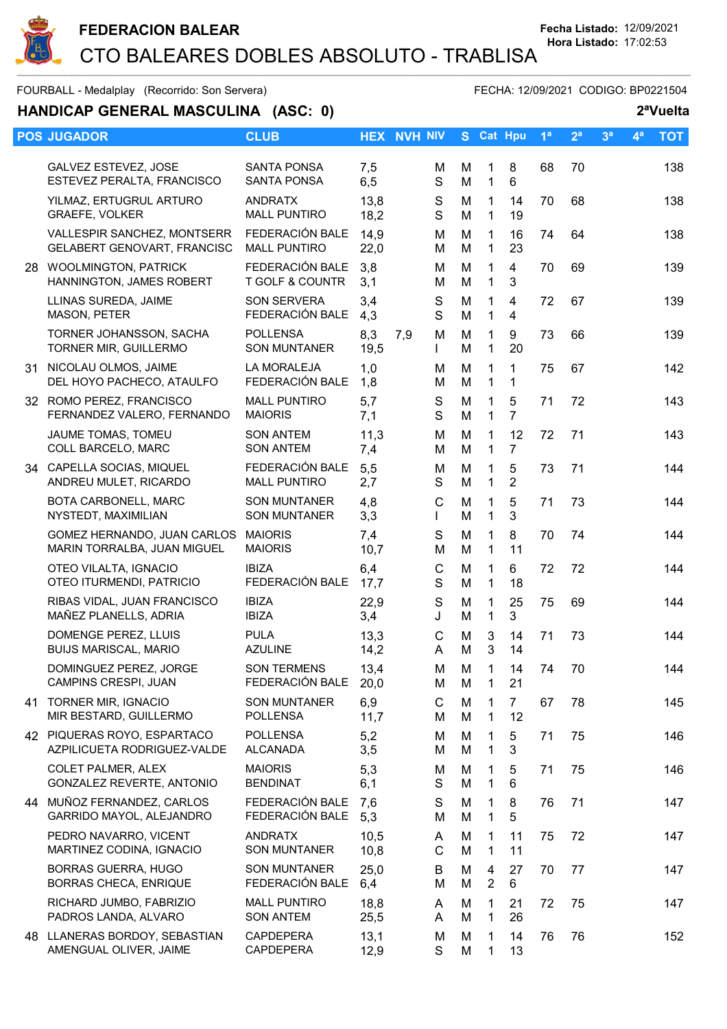# FEDERACION BALEAR

## CTO BALEARES DOBLES ABSOLUTO - TRABLISA

Fecha Listado: 12/09/2021
Hora Listado: 17:02:53

FOURBALL - Medalplay (Recorrido: Son Servera) FECHA: 12/09/2021 CODIGO: BP0221504

### HANDICAP GENERAL MASCULINA (ASC: 0) 2ªVuelta

| POS | JUGADOR | CLUB | HEX | NVH | NIV | S | Cat | Hpu | 1ª | 2ª | 3ª | 4ª | TOT |
|---|---|---|---|---|---|---|---|---|---|---|---|---|---|
| | GALVEZ ESTEVEZ, JOSE<br>ESTEVEZ PERALTA, FRANCISCO | SANTA PONSA<br>SANTA PONSA | 7,5<br>6,5 | | M<br>S | M<br>M | 1<br>1 | 8<br>6 | 68 | 70 | | | 138 |
| | YILMAZ, ERTUGRUL ARTURO<br>GRAEFE, VOLKER | ANDRATX<br>MALL PUNTIRO | 13,8<br>18,2 | | S<br>S | M<br>M | 1<br>1 | 14<br>19 | 70 | 68 | | | 138 |
| | VALLESPIR SANCHEZ, MONTSERR<br>GELABERT GENOVART, FRANCISC | FEDERACIÓN BALE<br>MALL PUNTIRO | 14,9<br>22,0 | | M<br>M | M<br>M | 1<br>1 | 16<br>23 | 74 | 64 | | | 138 |
| 28 | WOOLMINGTON, PATRICK<br>HANNINGTON, JAMES ROBERT | FEDERACIÓN BALE<br>T GOLF & COUNTR | 3,8<br>3,1 | | M<br>M | M<br>M | 1<br>1 | 4<br>3 | 70 | 69 | | | 139 |
| | LLINAS SUREDA, JAIME<br>MASON, PETER | SON SERVERA<br>FEDERACIÓN BALE | 3,4<br>4,3 | | S<br>S | M<br>M | 1<br>1 | 4<br>4 | 72 | 67 | | | 139 |
| | TORNER JOHANSSON, SACHA<br>TORNER MIR, GUILLERMO | POLLENSA<br>SON MUNTANER | 8,3<br>19,5 | 7,9 | M<br>I | M<br>M | 1<br>1 | 9<br>20 | 73 | 66 | | | 139 |
| 31 | NICOLAU OLMOS, JAIME<br>DEL HOYO PACHECO, ATAULFO | LA MORALEJA<br>FEDERACIÓN BALE | 1,0<br>1,8 | | M<br>M | M<br>M | 1<br>1 | 1<br>1 | 75 | 67 | | | 142 |
| 32 | ROMO PEREZ, FRANCISCO<br>FERNANDEZ VALERO, FERNANDO | MALL PUNTIRO<br>MAIORIS | 5,7<br>7,1 | | S<br>S | M<br>M | 1<br>1 | 5<br>7 | 71 | 72 | | | 143 |
| | JAUME TOMAS, TOMEU<br>COLL BARCELO, MARC | SON ANTEM<br>SON ANTEM | 11,3<br>7,4 | | M<br>M | M<br>M | 1<br>1 | 12<br>7 | 72 | 71 | | | 143 |
| 34 | CAPELLA SOCIAS, MIQUEL<br>ANDREU MULET, RICARDO | FEDERACIÓN BALE<br>MALL PUNTIRO | 5,5<br>2,7 | | M<br>S | M<br>M | 1<br>1 | 5<br>2 | 73 | 71 | | | 144 |
| | BOTA CARBONELL, MARC<br>NYSTEDT, MAXIMILIAN | SON MUNTANER<br>SON MUNTANER | 4,8<br>3,3 | | C<br>I | M<br>M | 1<br>1 | 5<br>3 | 71 | 73 | | | 144 |
| | GOMEZ HERNANDO, JUAN CARLOS<br>MARIN TORRALBA, JUAN MIGUEL | MAIORIS<br>MAIORIS | 7,4<br>10,7 | | S<br>M | M<br>M | 1<br>1 | 8<br>11 | 70 | 74 | | | 144 |
| | OTEO VILALTA, IGNACIO<br>OTEO ITURMENDI, PATRICIO | IBIZA<br>FEDERACIÓN BALE | 6,4<br>17,7 | | C<br>S | M<br>M | 1<br>1 | 6<br>18 | 72 | 72 | | | 144 |
| | RIBAS VIDAL, JUAN FRANCISCO<br>MAÑEZ PLANELLS, ADRIA | IBIZA<br>IBIZA | 22,9<br>3,4 | | S<br>J | M<br>M | 1<br>1 | 25<br>3 | 75 | 69 | | | 144 |
| | DOMENGE PEREZ, LLUIS<br>BUIJS MARISCAL, MARIO | PULA<br>AZULINE | 13,3<br>14,2 | | C<br>A | M<br>M | 3<br>3 | 14<br>14 | 71 | 73 | | | 144 |
| | DOMINGUEZ PEREZ, JORGE<br>CAMPINS CRESPI, JUAN | SON TERMENS<br>FEDERACIÓN BALE | 13,4<br>20,0 | | M<br>M | M<br>M | 1<br>1 | 14<br>21 | 74 | 70 | | | 144 |
| 41 | TORNER MIR, IGNACIO<br>MIR BESTARD, GUILLERMO | SON MUNTANER<br>POLLENSA | 6,9<br>11,7 | | C<br>M | M<br>M | 1<br>1 | 7<br>12 | 67 | 78 | | | 145 |
| 42 | PIQUERAS ROYO, ESPARTACO<br>AZPILICUETA RODRIGUEZ-VALDE | POLLENSA<br>ALCANADA | 5,2<br>3,5 | | M<br>M | M<br>M | 1<br>1 | 5<br>3 | 71 | 75 | | | 146 |
| | COLET PALMER, ALEX<br>GONZALEZ REVERTE, ANTONIO | MAIORIS<br>BENDINAT | 5,3<br>6,1 | | M<br>S | M<br>M | 1<br>1 | 5<br>6 | 71 | 75 | | | 146 |
| 44 | MUÑOZ FERNANDEZ, CARLOS<br>GARRIDO MAYOL, ALEJANDRO | FEDERACIÓN BALE<br>FEDERACIÓN BALE | 7,6<br>5,3 | | S<br>M | M<br>M | 1<br>1 | 8<br>5 | 76 | 71 | | | 147 |
| | PEDRO NAVARRO, VICENT<br>MARTINEZ CODINA, IGNACIO | ANDRATX<br>SON MUNTANER | 10,5<br>10,8 | | A<br>C | M<br>M | 1<br>1 | 11<br>11 | 75 | 72 | | | 147 |
| | BORRAS GUERRA, HUGO<br>BORRAS CHECA, ENRIQUE | SON MUNTANER<br>FEDERACIÓN BALE | 25,0<br>6,4 | | B<br>M | M<br>M | 4<br>2 | 27<br>6 | 70 | 77 | | | 147 |
| | RICHARD JUMBO, FABRIZIO<br>PADROS LANDA, ALVARO | MALL PUNTIRO<br>SON ANTEM | 18,8<br>25,5 | | A<br>A | M<br>M | 1<br>1 | 21<br>26 | 72 | 75 | | | 147 |
| 48 | LLANERAS BORDOY, SEBASTIAN<br>AMENGUAL OLIVER, JAIME | CAPDEPERA<br>CAPDEPERA | 13,1<br>12,9 | | M<br>S | M<br>M | 1<br>1 | 14<br>13 | 76 | 76 | | | 152 |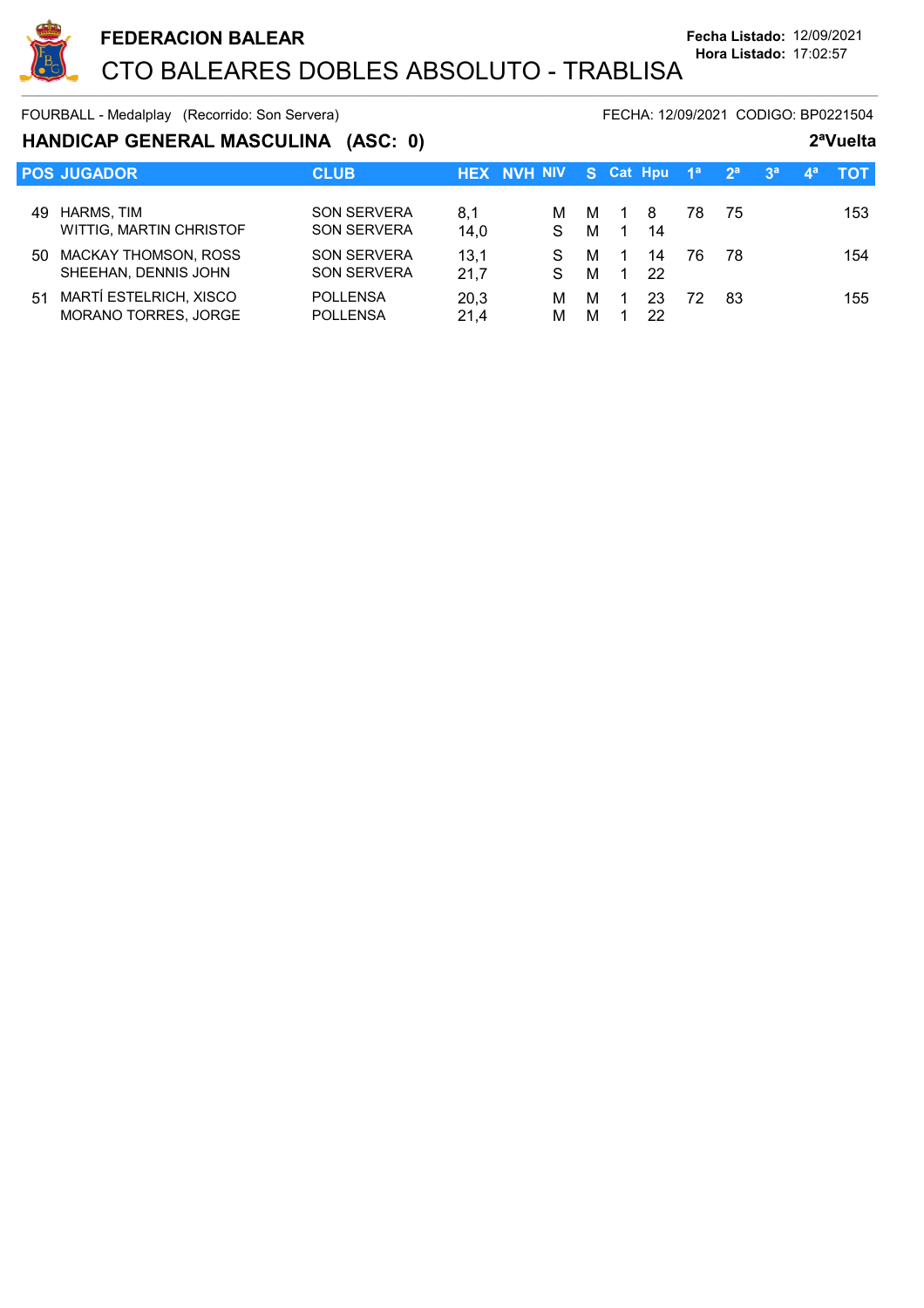FEDERACION BALEAR

# CTO BALEARES DOBLES ABSOLUTO - TRABLISA

**Fecha Listado:** 12/09/2021
**Hora Listado:** 17:02:57

FOURBALL - Medalplay (Recorrido: Son Servera) FECHA: 12/09/2021 CODIGO: BP0221504

## HANDICAP GENERAL MASCULINA (ASC: 0) 2ªVuelta

| POS | JUGADOR | CLUB | HEX | NVH | NIV | S | Cat | Hpu | 1ª | 2ª | 3ª | 4ª | TOT |
|---|---|---|---|---|---|---|---|---|---|---|---|---|---|
| 49 | HARMS, TIM | SON SERVERA | 8,1 | | M | M | 1 | 8 | 78 | 75 | | | 153 |
| | WITTIG, MARTIN CHRISTOF | SON SERVERA | 14,0 | | S | M | 1 | 14 | | | | | |
| 50 | MACKAY THOMSON, ROSS | SON SERVERA | 13,1 | | S | M | 1 | 14 | 76 | 78 | | | 154 |
| | SHEEHAN, DENNIS JOHN | SON SERVERA | 21,7 | | S | M | 1 | 22 | | | | | |
| 51 | MARTÍ ESTELRICH, XISCO | POLLENSA | 20,3 | | M | M | 1 | 23 | 72 | 83 | | | 155 |
| | MORANO TORRES, JORGE | POLLENSA | 21,4 | | M | M | 1 | 22 | | | | | |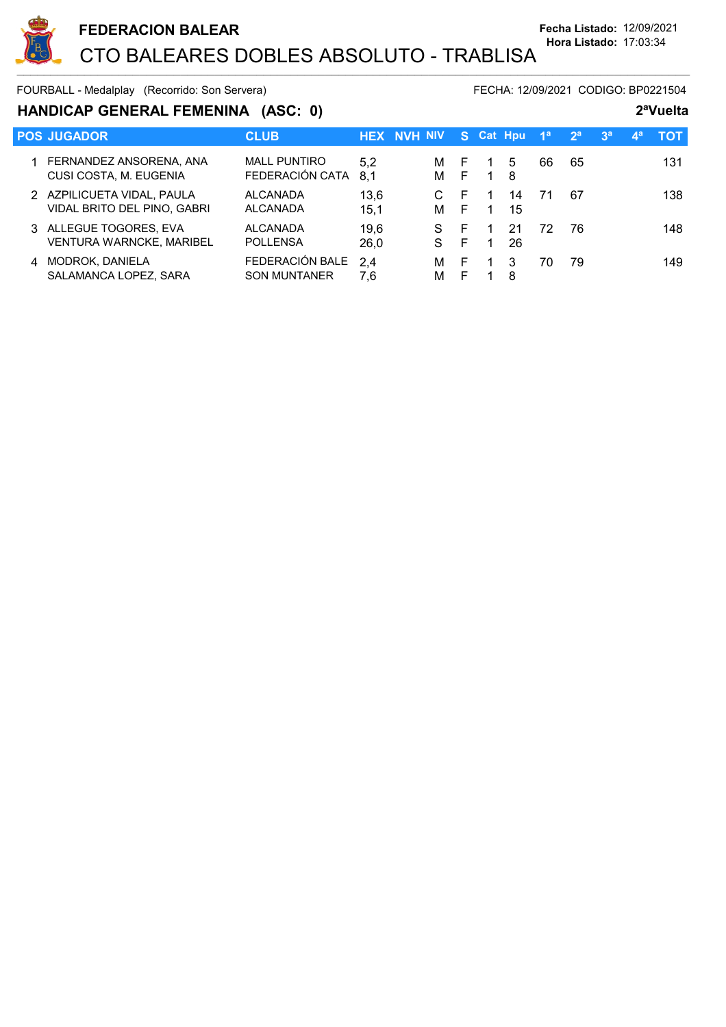**FEDERACION BALEAR**

# CTO BALEARES DOBLES ABSOLUTO - TRABLISA

**Fecha Listado:** 12/09/2021
**Hora Listado:** 17:03:34

FOURBALL - Medalplay (Recorrido: Son Servera) FECHA: 12/09/2021 CODIGO: BP0221504

## HANDICAP GENERAL FEMENINA (ASC: 0) 2ªVuelta

| POS | JUGADOR | CLUB | HEX | NVH | NIV | S | Cat | Hpu | 1ª | 2ª | 3ª | 4ª | TOT |
|---|---|---|---|---|---|---|---|---|---|---|---|---|---|
| 1 | FERNANDEZ ANSORENA, ANA | MALL PUNTIRO | 5,2 | | M | F | 1 | 5 | 66 | 65 | | | 131 |
| | CUSI COSTA, M. EUGENIA | FEDERACIÓN CATA | 8,1 | | M | F | 1 | 8 | | | | | |
| 2 | AZPILICUETA VIDAL, PAULA | ALCANADA | 13,6 | | C | F | 1 | 14 | 71 | 67 | | | 138 |
| | VIDAL BRITO DEL PINO, GABRI | ALCANADA | 15,1 | | M | F | 1 | 15 | | | | | |
| 3 | ALLEGUE TOGORES, EVA | ALCANADA | 19,6 | | S | F | 1 | 21 | 72 | 76 | | | 148 |
| | VENTURA WARNCKE, MARIBEL | POLLENSA | 26,0 | | S | F | 1 | 26 | | | | | |
| 4 | MODROK, DANIELA | FEDERACIÓN BALE | 2,4 | | M | F | 1 | 3 | 70 | 79 | | | 149 |
| | SALAMANCA LOPEZ, SARA | SON MUNTANER | 7,6 | | M | F | 1 | 8 | | | | | |